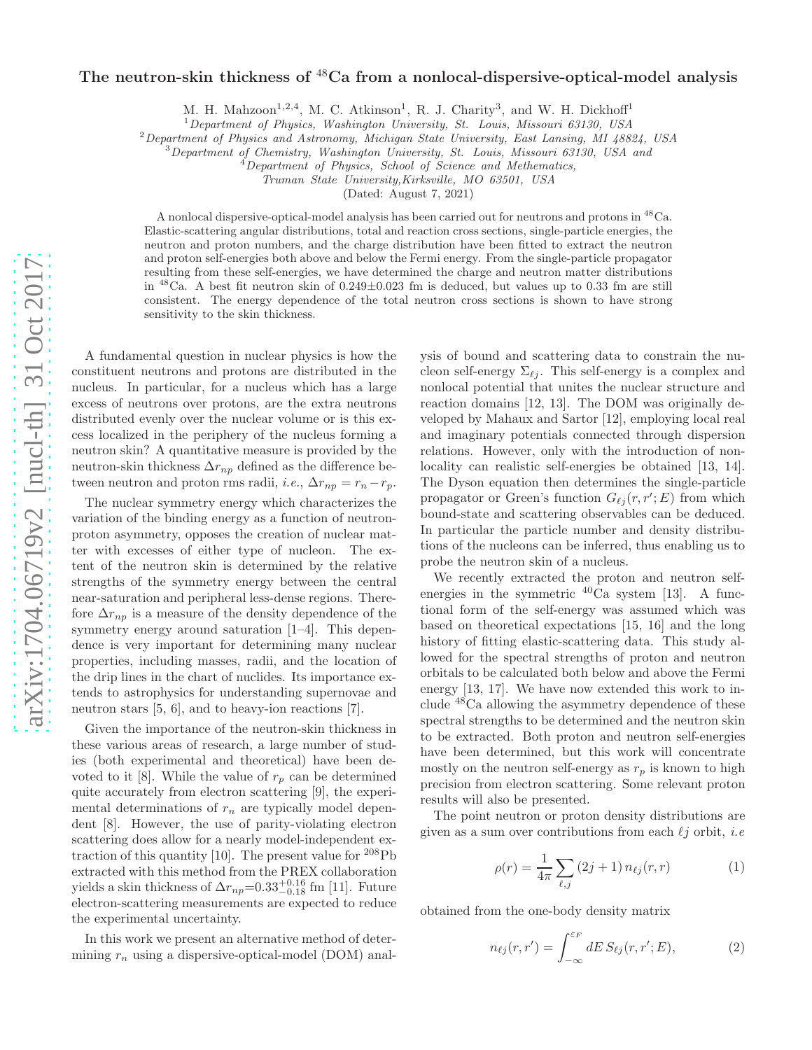# The neutron-skin thickness of $^{48}$Ca from a nonlocal-dispersive-optical-model analysis

M. H. Mahzoon[1,2,4], M. C. Atkinson[1], R. J. Charity[3], and W. H. Dickhoff[1]

[1] *Department of Physics, Washington University, St. Louis, Missouri 63130, USA*
[2] *Department of Physics and Astronomy, Michigan State University, East Lansing, MI 48824, USA*
[3] *Department of Chemistry, Washington University, St. Louis, Missouri 63130, USA and*
[4] *Department of Physics, School of Science and Methematics, Truman State University,Kirksville, MO 63501, USA*

(Dated: August 7, 2021)

A nonlocal dispersive-optical-model analysis has been carried out for neutrons and protons in $^{48}$Ca. Elastic-scattering angular distributions, total and reaction cross sections, single-particle energies, the neutron and proton numbers, and the charge distribution have been fitted to extract the neutron and proton self-energies both above and below the Fermi energy. From the single-particle propagator resulting from these self-energies, we have determined the charge and neutron matter distributions in $^{48}$Ca. A best fit neutron skin of 0.249±0.023 fm is deduced, but values up to 0.33 fm are still consistent. The energy dependence of the total neutron cross sections is shown to have strong sensitivity to the skin thickness.

A fundamental question in nuclear physics is how the constituent neutrons and protons are distributed in the nucleus. In particular, for a nucleus which has a large excess of neutrons over protons, are the extra neutrons distributed evenly over the nuclear volume or is this excess localized in the periphery of the nucleus forming a neutron skin? A quantitative measure is provided by the neutron-skin thickness $\Delta r_{np}$ defined as the difference between neutron and proton rms radii, *i.e.*, $\Delta r_{np} = r_n - r_p$.

The nuclear symmetry energy which characterizes the variation of the binding energy as a function of neutron-proton asymmetry, opposes the creation of nuclear matter with excesses of either type of nucleon. The extent of the neutron skin is determined by the relative strengths of the symmetry energy between the central near-saturation and peripheral less-dense regions. Therefore $\Delta r_{np}$ is a measure of the density dependence of the symmetry energy around saturation [1–4]. This dependence is very important for determining many nuclear properties, including masses, radii, and the location of the drip lines in the chart of nuclides. Its importance extends to astrophysics for understanding supernovae and neutron stars [5, 6], and to heavy-ion reactions [7].

Given the importance of the neutron-skin thickness in these various areas of research, a large number of studies (both experimental and theoretical) have been devoted to it [8]. While the value of $r_p$ can be determined quite accurately from electron scattering [9], the experimental determinations of $r_n$ are typically model dependent [8]. However, the use of parity-violating electron scattering does allow for a nearly model-independent extraction of this quantity [10]. The present value for $^{208}$Pb extracted with this method from the PREX collaboration yields a skin thickness of $\Delta r_{np}$=$0.33^{+0.16}_{-0.18}$ fm [11]. Future electron-scattering measurements are expected to reduce the experimental uncertainty.

In this work we present an alternative method of determining $r_n$ using a dispersive-optical-model (DOM) analysis of bound and scattering data to constrain the nucleon self-energy $\Sigma_{\ell j}$. This self-energy is a complex and nonlocal potential that unites the nuclear structure and reaction domains [12, 13]. The DOM was originally developed by Mahaux and Sartor [12], employing local real and imaginary potentials connected through dispersion relations. However, only with the introduction of nonlocality can realistic self-energies be obtained [13, 14]. The Dyson equation then determines the single-particle propagator or Green's function $G_{\ell j}(r, r'; E)$ from which bound-state and scattering observables can be deduced. In particular the particle number and density distributions of the nucleons can be inferred, thus enabling us to probe the neutron skin of a nucleus.

We recently extracted the proton and neutron self-energies in the symmetric $^{40}$Ca system [13]. A functional form of the self-energy was assumed which was based on theoretical expectations [15, 16] and the long history of fitting elastic-scattering data. This study allowed for the spectral strengths of proton and neutron orbitals to be calculated both below and above the Fermi energy [13, 17]. We have now extended this work to include $^{48}$Ca allowing the asymmetry dependence of these spectral strengths to be determined and the neutron skin to be extracted. Both proton and neutron self-energies have been determined, but this work will concentrate mostly on the neutron self-energy as $r_p$ is known to high precision from electron scattering. Some relevant proton results will also be presented.

The point neutron or proton density distributions are given as a sum over contributions from each $\ell j$ orbit, *i.e*

$$\rho(r) = \frac{1}{4\pi} \sum_{\ell,j} (2j+1)\, n_{\ell j}(r, r) \tag{1}$$

obtained from the one-body density matrix

$$n_{\ell j}(r, r') = \int_{-\infty}^{\varepsilon_F} dE\, S_{\ell j}(r, r'; E), \tag{2}$$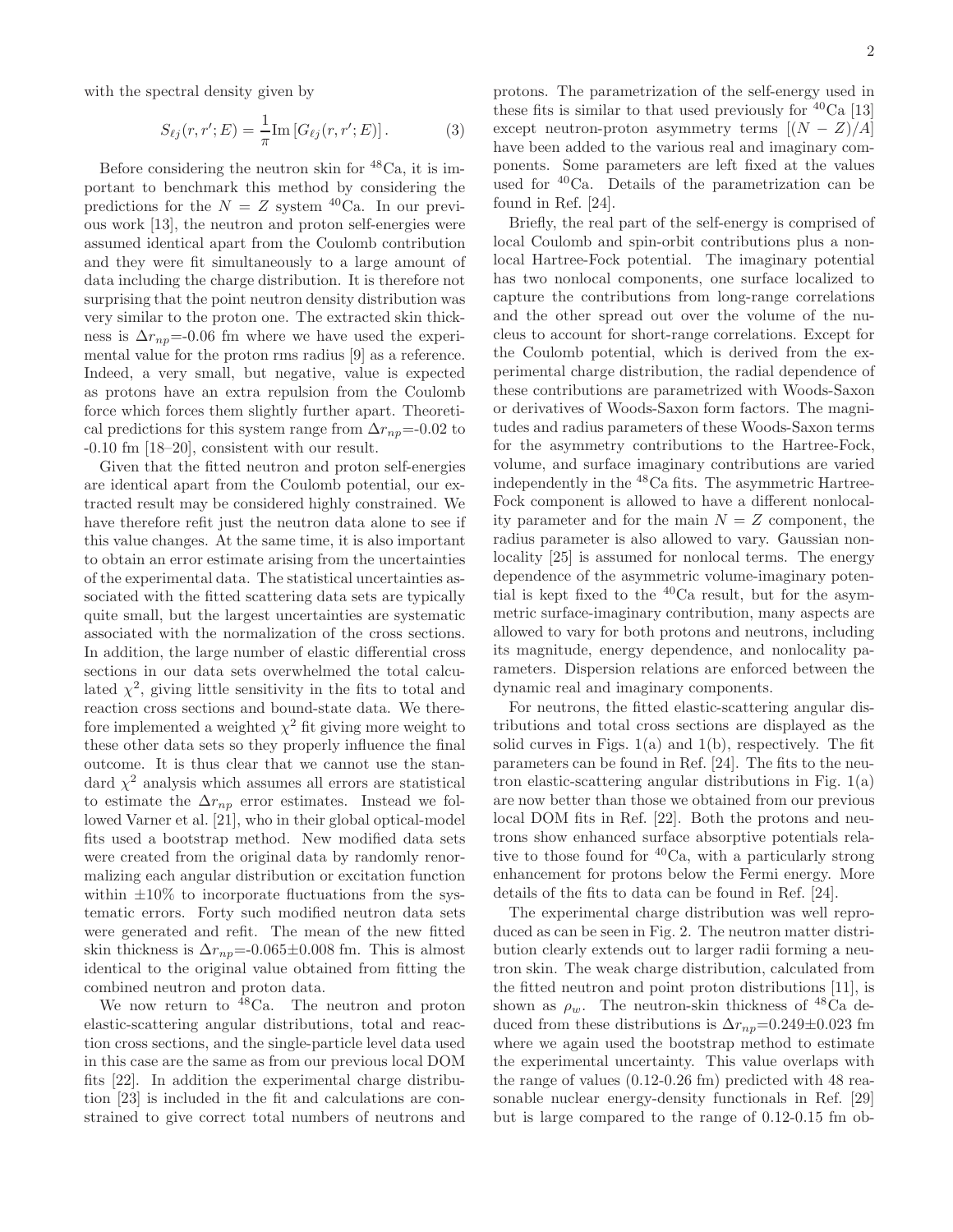with the spectral density given by

$$S_{\ell j}(r,r';E) = \frac{1}{\pi}\text{Im}\left[G_{\ell j}(r,r';E)\right]. \quad (3)$$

Before considering the neutron skin for $^{48}$Ca, it is important to benchmark this method by considering the predictions for the $N = Z$ system $^{40}$Ca. In our previous work [13], the neutron and proton self-energies were assumed identical apart from the Coulomb contribution and they were fit simultaneously to a large amount of data including the charge distribution. It is therefore not surprising that the point neutron density distribution was very similar to the proton one. The extracted skin thickness is $\Delta r_{np}$=-0.06 fm where we have used the experimental value for the proton rms radius [9] as a reference. Indeed, a very small, but negative, value is expected as protons have an extra repulsion from the Coulomb force which forces them slightly further apart. Theoretical predictions for this system range from $\Delta r_{np}$=-0.02 to -0.10 fm [18–20], consistent with our result.

Given that the fitted neutron and proton self-energies are identical apart from the Coulomb potential, our extracted result may be considered highly constrained. We have therefore refit just the neutron data alone to see if this value changes. At the same time, it is also important to obtain an error estimate arising from the uncertainties of the experimental data. The statistical uncertainties associated with the fitted scattering data sets are typically quite small, but the largest uncertainties are systematic associated with the normalization of the cross sections. In addition, the large number of elastic differential cross sections in our data sets overwhelmed the total calculated $\chi^2$, giving little sensitivity in the fits to total and reaction cross sections and bound-state data. We therefore implemented a weighted $\chi^2$ fit giving more weight to these other data sets so they properly influence the final outcome. It is thus clear that we cannot use the standard $\chi^2$ analysis which assumes all errors are statistical to estimate the $\Delta r_{np}$ error estimates. Instead we followed Varner et al. [21], who in their global optical-model fits used a bootstrap method. New modified data sets were created from the original data by randomly renormalizing each angular distribution or excitation function within $\pm$10% to incorporate fluctuations from the systematic errors. Forty such modified neutron data sets were generated and refit. The mean of the new fitted skin thickness is $\Delta r_{np}$=-0.065$\pm$0.008 fm. This is almost identical to the original value obtained from fitting the combined neutron and proton data.

We now return to $^{48}$Ca. The neutron and proton elastic-scattering angular distributions, total and reaction cross sections, and the single-particle level data used in this case are the same as from our previous local DOM fits [22]. In addition the experimental charge distribution [23] is included in the fit and calculations are constrained to give correct total numbers of neutrons and protons. The parametrization of the self-energy used in these fits is similar to that used previously for $^{40}$Ca [13] except neutron-proton asymmetry terms $[(N-Z)/A]$ have been added to the various real and imaginary components. Some parameters are left fixed at the values used for $^{40}$Ca. Details of the parametrization can be found in Ref. [24].

Briefly, the real part of the self-energy is comprised of local Coulomb and spin-orbit contributions plus a nonlocal Hartree-Fock potential. The imaginary potential has two nonlocal components, one surface localized to capture the contributions from long-range correlations and the other spread out over the volume of the nucleus to account for short-range correlations. Except for the Coulomb potential, which is derived from the experimental charge distribution, the radial dependence of these contributions are parametrized with Woods-Saxon or derivatives of Woods-Saxon form factors. The magnitudes and radius parameters of these Woods-Saxon terms for the asymmetry contributions to the Hartree-Fock, volume, and surface imaginary contributions are varied independently in the $^{48}$Ca fits. The asymmetric Hartree-Fock component is allowed to have a different nonlocality parameter and for the main $N = Z$ component, the radius parameter is also allowed to vary. Gaussian nonlocality [25] is assumed for nonlocal terms. The energy dependence of the asymmetric volume-imaginary potential is kept fixed to the $^{40}$Ca result, but for the asymmetric surface-imaginary contribution, many aspects are allowed to vary for both protons and neutrons, including its magnitude, energy dependence, and nonlocality parameters. Dispersion relations are enforced between the dynamic real and imaginary components.

For neutrons, the fitted elastic-scattering angular distributions and total cross sections are displayed as the solid curves in Figs. 1(a) and 1(b), respectively. The fit parameters can be found in Ref. [24]. The fits to the neutron elastic-scattering angular distributions in Fig. 1(a) are now better than those we obtained from our previous local DOM fits in Ref. [22]. Both the protons and neutrons show enhanced surface absorptive potentials relative to those found for $^{40}$Ca, with a particularly strong enhancement for protons below the Fermi energy. More details of the fits to data can be found in Ref. [24].

The experimental charge distribution was well reproduced as can be seen in Fig. 2. The neutron matter distribution clearly extends out to larger radii forming a neutron skin. The weak charge distribution, calculated from the fitted neutron and point proton distributions [11], is shown as $\rho_w$. The neutron-skin thickness of $^{48}$Ca deduced from these distributions is $\Delta r_{np}$=0.249$\pm$0.023 fm where we again used the bootstrap method to estimate the experimental uncertainty. This value overlaps with the range of values (0.12-0.26 fm) predicted with 48 reasonable nuclear energy-density functionals in Ref. [29] but is large compared to the range of 0.12-0.15 fm ob-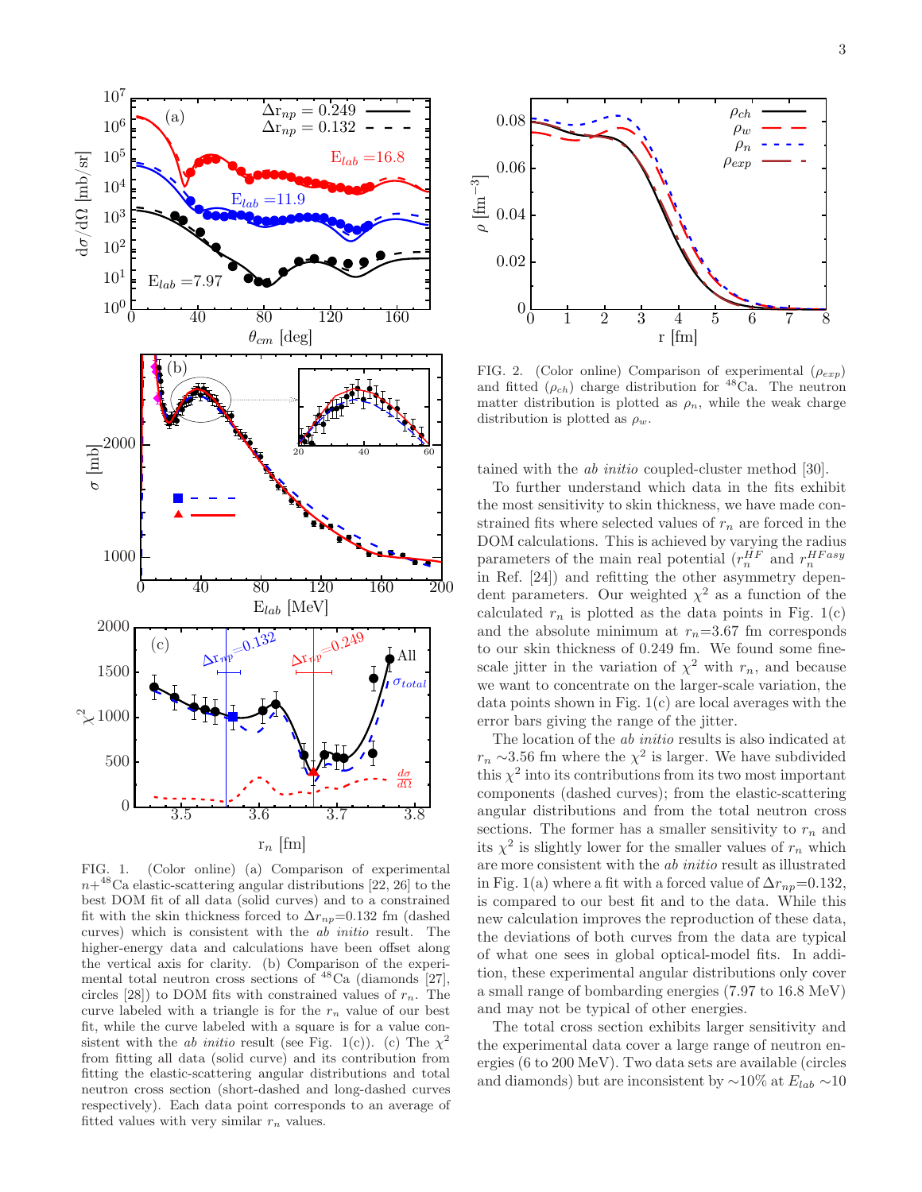FIG. 1. (Color online) (a) Comparison of experimental $n+^{48}$Ca elastic-scattering angular distributions [22, 26] to the best DOM fit of all data (solid curves) and to a constrained fit with the skin thickness forced to $\Delta r_{np}$=0.132 fm (dashed curves) which is consistent with the *ab initio* result. The higher-energy data and calculations have been offset along the vertical axis for clarity. (b) Comparison of the experimental total neutron cross sections of $^{48}$Ca (diamonds [27], circles [28]) to DOM fits with constrained values of $r_n$. The curve labeled with a triangle is for the $r_n$ value of our best fit, while the curve labeled with a square is for a value consistent with the *ab initio* result (see Fig. 1(c)). (c) The $\chi^2$ from fitting all data (solid curve) and its contribution from fitting the elastic-scattering angular distributions and total neutron cross section (short-dashed and long-dashed curves respectively). Each data point corresponds to an average of fitted values with very similar $r_n$ values.

FIG. 2. (Color online) Comparison of experimental ($\rho_{exp}$) and fitted ($\rho_{ch}$) charge distribution for $^{48}$Ca. The neutron matter distribution is plotted as $\rho_n$, while the weak charge distribution is plotted as $\rho_w$.

tained with the *ab initio* coupled-cluster method [30].

To further understand which data in the fits exhibit the most sensitivity to skin thickness, we have made constrained fits where selected values of $r_n$ are forced in the DOM calculations. This is achieved by varying the radius parameters of the main real potential ($r_n^{HF}$ and $r_n^{HFasy}$ in Ref. [24]) and refitting the other asymmetry dependent parameters. Our weighted $\chi^2$ as a function of the calculated $r_n$ is plotted as the data points in Fig. 1(c) and the absolute minimum at $r_n$=3.67 fm corresponds to our skin thickness of 0.249 fm. We found some fine-scale jitter in the variation of $\chi^2$ with $r_n$, and because we want to concentrate on the larger-scale variation, the data points shown in Fig. 1(c) are local averages with the error bars giving the range of the jitter.

The location of the *ab initio* results is also indicated at $r_n$ ∼3.56 fm where the $\chi^2$ is larger. We have subdivided this $\chi^2$ into its contributions from its two most important components (dashed curves); from the elastic-scattering angular distributions and from the total neutron cross sections. The former has a smaller sensitivity to $r_n$ and its $\chi^2$ is slightly lower for the smaller values of $r_n$ which are more consistent with the *ab initio* result as illustrated in Fig. 1(a) where a fit with a forced value of $\Delta r_{np}$=0.132, is compared to our best fit and to the data. While this new calculation improves the reproduction of these data, the deviations of both curves from the data are typical of what one sees in global optical-model fits. In addition, these experimental angular distributions only cover a small range of bombarding energies (7.97 to 16.8 MeV) and may not be typical of other energies.

The total cross section exhibits larger sensitivity and the experimental data cover a large range of neutron energies (6 to 200 MeV). Two data sets are available (circles and diamonds) but are inconsistent by ∼10% at $E_{lab}$ ∼10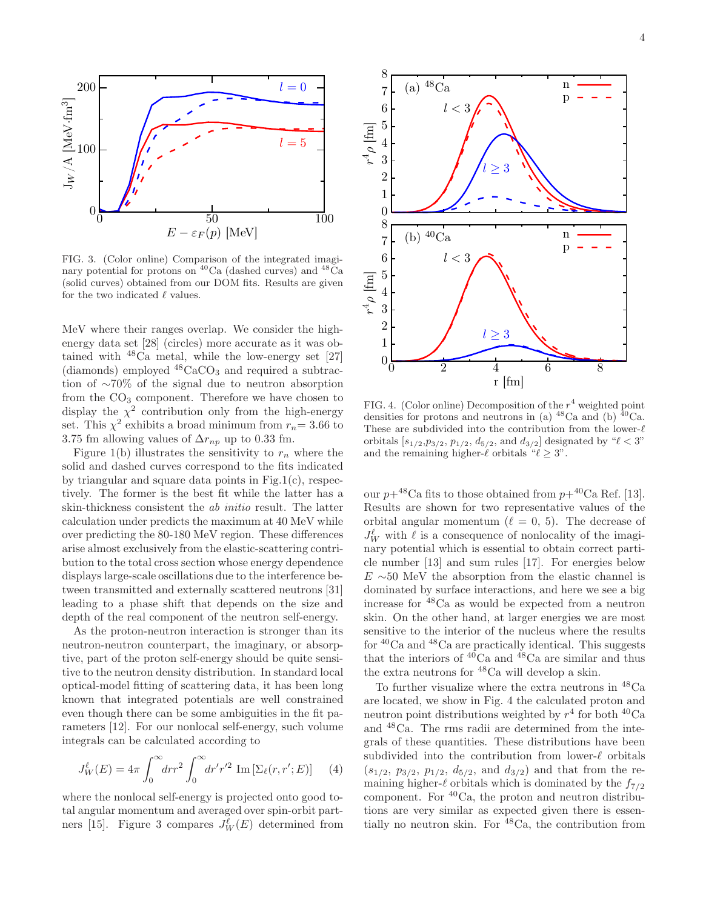FIG. 3. (Color online) Comparison of the integrated imaginary potential for protons on $^{40}$Ca (dashed curves) and $^{48}$Ca (solid curves) obtained from our DOM fits. Results are given for the two indicated $\ell$ values.

MeV where their ranges overlap. We consider the high-energy data set [28] (circles) more accurate as it was obtained with $^{48}$Ca metal, while the low-energy set [27] (diamonds) employed $^{48}$CaCO$_3$ and required a subtraction of ∼70% of the signal due to neutron absorption from the CO$_3$ component. Therefore we have chosen to display the $\chi^2$ contribution only from the high-energy set. This $\chi^2$ exhibits a broad minimum from $r_n$= 3.66 to 3.75 fm allowing values of $\Delta r_{np}$ up to 0.33 fm.

Figure 1(b) illustrates the sensitivity to $r_n$ where the solid and dashed curves correspond to the fits indicated by triangular and square data points in Fig.1(c), respectively. The former is the best fit while the latter has a skin-thickness consistent the *ab initio* result. The latter calculation under predicts the maximum at 40 MeV while over predicting the 80-180 MeV region. These differences arise almost exclusively from the elastic-scattering contribution to the total cross section whose energy dependence displays large-scale oscillations due to the interference between transmitted and externally scattered neutrons [31] leading to a phase shift that depends on the size and depth of the real component of the neutron self-energy.

As the proton-neutron interaction is stronger than its neutron-neutron counterpart, the imaginary, or absorptive, part of the proton self-energy should be quite sensitive to the neutron density distribution. In standard local optical-model fitting of scattering data, it has been long known that integrated potentials are well constrained even though there can be some ambiguities in the fit parameters [12]. For our nonlocal self-energy, such volume integrals can be calculated according to

$$J_W^\ell(E) = 4\pi \int_0^\infty dr r^2 \int_0^\infty dr' r'^2 \,\mathrm{Im}\left[\Sigma_\ell(r,r';E)\right] \qquad (4)$$

where the nonlocal self-energy is projected onto good total angular momentum and averaged over spin-orbit partners [15]. Figure 3 compares $J_W^\ell(E)$ determined from our $p$+$^{48}$Ca fits to those obtained from $p$+$^{40}$Ca Ref. [13]. Results are shown for two representative values of the orbital angular momentum ($\ell$ = 0, 5). The decrease of $J_W^\ell$ with $\ell$ is a consequence of nonlocality of the imaginary potential which is essential to obtain correct particle number [13] and sum rules [17]. For energies below $E$ ∼50 MeV the absorption from the elastic channel is dominated by surface interactions, and here we see a big increase for $^{48}$Ca as would be expected from a neutron skin. On the other hand, at larger energies we are most sensitive to the interior of the nucleus where the results for $^{40}$Ca and $^{48}$Ca are practically identical. This suggests that the interiors of $^{40}$Ca and $^{48}$Ca are similar and thus the extra neutrons for $^{48}$Ca will develop a skin.

FIG. 4. (Color online) Decomposition of the $r^4$ weighted point densities for protons and neutrons in (a) $^{48}$Ca and (b) $^{40}$Ca. These are subdivided into the contribution from the lower-$\ell$ orbitals [$s_{1/2}$,$p_{3/2}$, $p_{1/2}$, $d_{5/2}$, and $d_{3/2}$] designated by "$\ell < 3$" and the remaining higher-$\ell$ orbitals "$\ell \geq 3$".

To further visualize where the extra neutrons in $^{48}$Ca are located, we show in Fig. 4 the calculated proton and neutron point distributions weighted by $r^4$ for both $^{40}$Ca and $^{48}$Ca. The rms radii are determined from the integrals of these quantities. These distributions have been subdivided into the contribution from lower-$\ell$ orbitals ($s_{1/2}$, $p_{3/2}$, $p_{1/2}$, $d_{5/2}$, and $d_{3/2}$) and that from the remaining higher-$\ell$ orbitals which is dominated by the $f_{7/2}$ component. For $^{40}$Ca, the proton and neutron distributions are very similar as expected given there is essentially no neutron skin. For $^{48}$Ca, the contribution from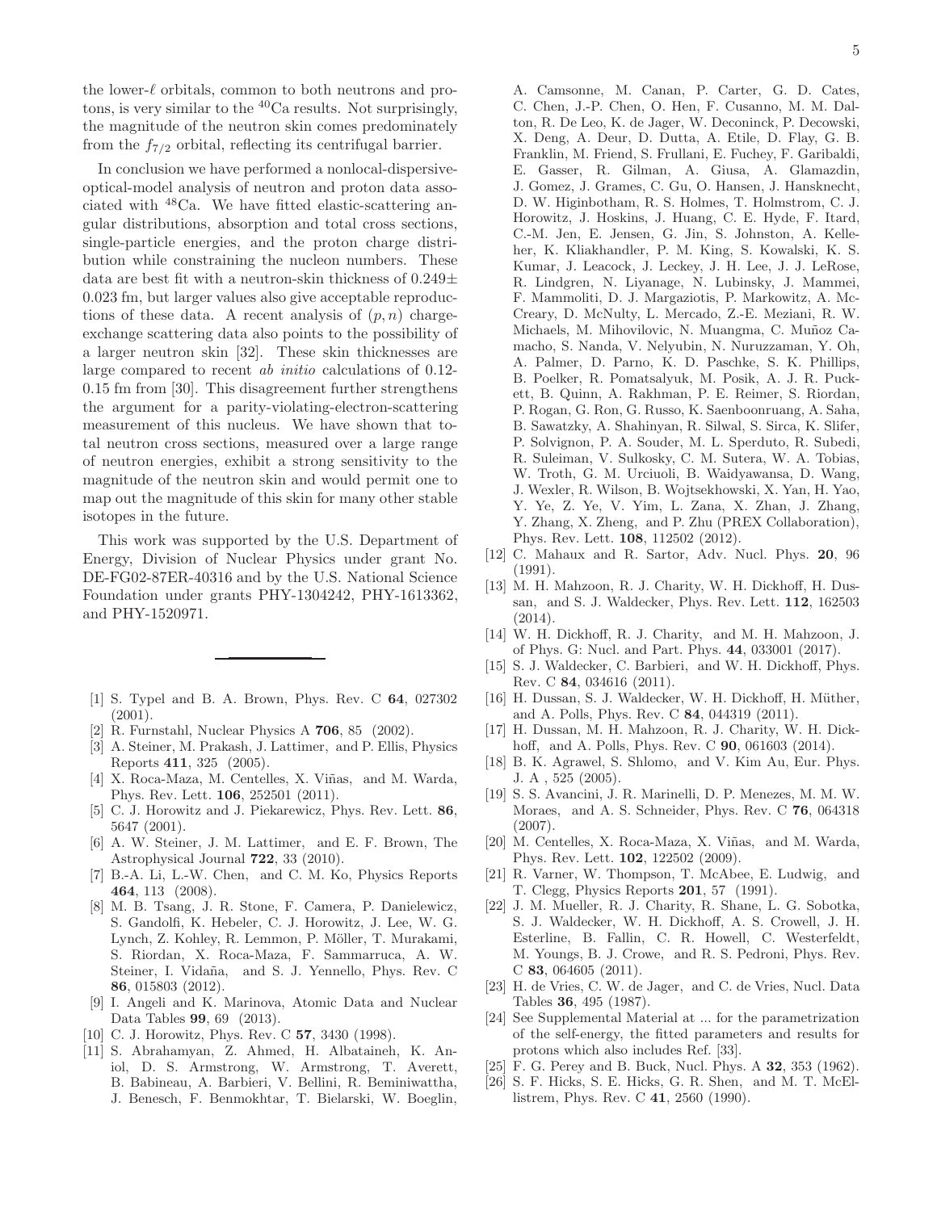the lower-$\ell$ orbitals, common to both neutrons and protons, is very similar to the $^{40}$Ca results. Not surprisingly, the magnitude of the neutron skin comes predominately from the $f_{7/2}$ orbital, reflecting its centrifugal barrier.

In conclusion we have performed a nonlocal-dispersive-optical-model analysis of neutron and proton data associated with $^{48}$Ca. We have fitted elastic-scattering angular distributions, absorption and total cross sections, single-particle energies, and the proton charge distribution while constraining the nucleon numbers. These data are best fit with a neutron-skin thickness of $0.249 \pm 0.023$ fm, but larger values also give acceptable reproductions of these data. A recent analysis of $(p, n)$ charge-exchange scattering data also points to the possibility of a larger neutron skin [32]. These skin thicknesses are large compared to recent *ab initio* calculations of 0.12-0.15 fm from [30]. This disagreement further strengthens the argument for a parity-violating-electron-scattering measurement of this nucleus. We have shown that total neutron cross sections, measured over a large range of neutron energies, exhibit a strong sensitivity to the magnitude of the neutron skin and would permit one to map out the magnitude of this skin for many other stable isotopes in the future.

This work was supported by the U.S. Department of Energy, Division of Nuclear Physics under grant No. DE-FG02-87ER-40316 and by the U.S. National Science Foundation under grants PHY-1304242, PHY-1613362, and PHY-1520971.

---

- [1] S. Typel and B. A. Brown, Phys. Rev. C **64**, 027302 (2001).
- [2] R. Furnstahl, Nuclear Physics A **706**, 85 (2002).
- [3] A. Steiner, M. Prakash, J. Lattimer, and P. Ellis, Physics Reports **411**, 325 (2005).
- [4] X. Roca-Maza, M. Centelles, X. Viñas, and M. Warda, Phys. Rev. Lett. **106**, 252501 (2011).
- [5] C. J. Horowitz and J. Piekarewicz, Phys. Rev. Lett. **86**, 5647 (2001).
- [6] A. W. Steiner, J. M. Lattimer, and E. F. Brown, The Astrophysical Journal **722**, 33 (2010).
- [7] B.-A. Li, L.-W. Chen, and C. M. Ko, Physics Reports **464**, 113 (2008).
- [8] M. B. Tsang, J. R. Stone, F. Camera, P. Danielewicz, S. Gandolfi, K. Hebeler, C. J. Horowitz, J. Lee, W. G. Lynch, Z. Kohley, R. Lemmon, P. Möller, T. Murakami, S. Riordan, X. Roca-Maza, F. Sammarruca, A. W. Steiner, I. Vidaña, and S. J. Yennello, Phys. Rev. C **86**, 015803 (2012).
- [9] I. Angeli and K. Marinova, Atomic Data and Nuclear Data Tables **99**, 69 (2013).
- [10] C. J. Horowitz, Phys. Rev. C **57**, 3430 (1998).
- [11] S. Abrahamyan, Z. Ahmed, H. Albataineh, K. Aniol, D. S. Armstrong, W. Armstrong, T. Averett, B. Babineau, A. Barbieri, V. Bellini, R. Beminiwattha, J. Benesch, F. Benmokhtar, T. Bielarski, W. Boeglin, A. Camsonne, M. Canan, P. Carter, G. D. Cates, C. Chen, J.-P. Chen, O. Hen, F. Cusanno, M. M. Dalton, R. De Leo, K. de Jager, W. Deconinck, P. Decowski, X. Deng, A. Deur, D. Dutta, A. Etile, D. Flay, G. B. Franklin, M. Friend, S. Frullani, E. Fuchey, F. Garibaldi, E. Gasser, R. Gilman, A. Giusa, A. Glamazdin, J. Gomez, J. Grames, C. Gu, O. Hansen, J. Hansknecht, D. W. Higinbotham, R. S. Holmes, T. Holmstrom, C. J. Horowitz, J. Hoskins, J. Huang, C. E. Hyde, F. Itard, C.-M. Jen, E. Jensen, G. Jin, S. Johnston, A. Kelleher, K. Kliakhandler, P. M. King, S. Kowalski, K. S. Kumar, J. Leacock, J. Leckey, J. H. Lee, J. J. LeRose, R. Lindgren, N. Liyanage, N. Lubinsky, J. Mammei, F. Mammoliti, D. J. Margaziotis, P. Markowitz, A. McCreary, D. McNulty, L. Mercado, Z.-E. Meziani, R. W. Michaels, M. Mihovilovic, N. Muangma, C. Muñoz Camacho, S. Nanda, V. Nelyubin, N. Nuruzzaman, Y. Oh, A. Palmer, D. Parno, K. D. Paschke, S. K. Phillips, B. Poelker, R. Pomatsalyuk, M. Posik, A. J. R. Puckett, B. Quinn, A. Rakhman, P. E. Reimer, S. Riordan, P. Rogan, G. Ron, G. Russo, K. Saenboonruang, A. Saha, B. Sawatzky, A. Shahinyan, R. Silwal, S. Sirca, K. Slifer, P. Solvignon, P. A. Souder, M. L. Sperduto, R. Subedi, R. Suleiman, V. Sulkosky, C. M. Sutera, W. A. Tobias, W. Troth, G. M. Urciuoli, B. Waidyawansa, D. Wang, J. Wexler, R. Wilson, B. Wojtsekhowski, X. Yan, H. Yao, Y. Ye, Z. Ye, V. Yim, L. Zana, X. Zhan, J. Zhang, Y. Zhang, X. Zheng, and P. Zhu (PREX Collaboration), Phys. Rev. Lett. **108**, 112502 (2012).
- [12] C. Mahaux and R. Sartor, Adv. Nucl. Phys. **20**, 96 (1991).
- [13] M. H. Mahzoon, R. J. Charity, W. H. Dickhoff, H. Dussan, and S. J. Waldecker, Phys. Rev. Lett. **112**, 162503 (2014).
- [14] W. H. Dickhoff, R. J. Charity, and M. H. Mahzoon, J. of Phys. G: Nucl. and Part. Phys. **44**, 033001 (2017).
- [15] S. J. Waldecker, C. Barbieri, and W. H. Dickhoff, Phys. Rev. C **84**, 034616 (2011).
- [16] H. Dussan, S. J. Waldecker, W. H. Dickhoff, H. Müther, and A. Polls, Phys. Rev. C **84**, 044319 (2011).
- [17] H. Dussan, M. H. Mahzoon, R. J. Charity, W. H. Dickhoff, and A. Polls, Phys. Rev. C **90**, 061603 (2014).
- [18] B. K. Agrawel, S. Shlomo, and V. Kim Au, Eur. Phys. J. A , 525 (2005).
- [19] S. S. Avancini, J. R. Marinelli, D. P. Menezes, M. M. W. Moraes, and A. S. Schneider, Phys. Rev. C **76**, 064318 (2007).
- [20] M. Centelles, X. Roca-Maza, X. Viñas, and M. Warda, Phys. Rev. Lett. **102**, 122502 (2009).
- [21] R. Varner, W. Thompson, T. McAbee, E. Ludwig, and T. Clegg, Physics Reports **201**, 57 (1991).
- [22] J. M. Mueller, R. J. Charity, R. Shane, L. G. Sobotka, S. J. Waldecker, W. H. Dickhoff, A. S. Crowell, J. H. Esterline, B. Fallin, C. R. Howell, C. Westerfeldt, M. Youngs, B. J. Crowe, and R. S. Pedroni, Phys. Rev. C **83**, 064605 (2011).
- [23] H. de Vries, C. W. de Jager, and C. de Vries, Nucl. Data Tables **36**, 495 (1987).
- [24] See Supplemental Material at ... for the parametrization of the self-energy, the fitted parameters and results for protons which also includes Ref. [33].
- [25] F. G. Perey and B. Buck, Nucl. Phys. A **32**, 353 (1962).
- [26] S. F. Hicks, S. E. Hicks, G. R. Shen, and M. T. McEllistrem, Phys. Rev. C **41**, 2560 (1990).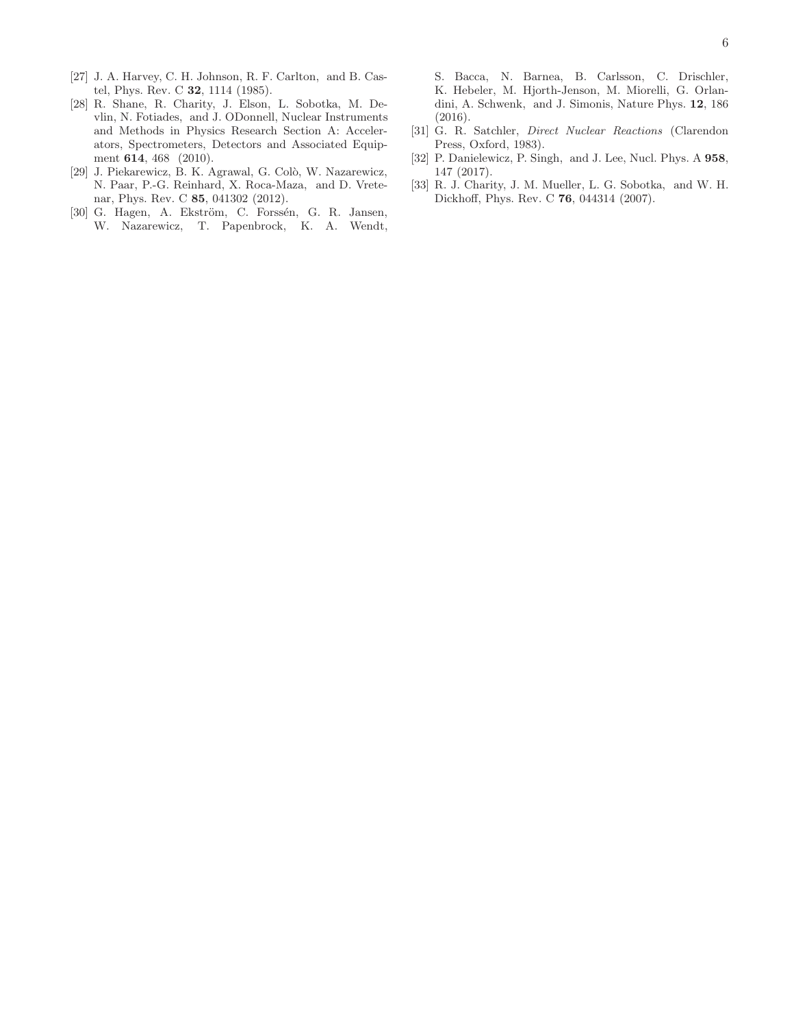[27] J. A. Harvey, C. H. Johnson, R. F. Carlton, and B. Castel, Phys. Rev. C **32**, 1114 (1985).

[28] R. Shane, R. Charity, J. Elson, L. Sobotka, M. Devlin, N. Fotiades, and J. ODonnell, Nuclear Instruments and Methods in Physics Research Section A: Accelerators, Spectrometers, Detectors and Associated Equipment **614**, 468 (2010).

[29] J. Piekarewicz, B. K. Agrawal, G. Colò, W. Nazarewicz, N. Paar, P.-G. Reinhard, X. Roca-Maza, and D. Vretenar, Phys. Rev. C **85**, 041302 (2012).

[30] G. Hagen, A. Ekström, C. Forssén, G. R. Jansen, W. Nazarewicz, T. Papenbrock, K. A. Wendt, S. Bacca, N. Barnea, B. Carlsson, C. Drischler, K. Hebeler, M. Hjorth-Jenson, M. Miorelli, G. Orlandini, A. Schwenk, and J. Simonis, Nature Phys. **12**, 186 (2016).

[31] G. R. Satchler, *Direct Nuclear Reactions* (Clarendon Press, Oxford, 1983).

[32] P. Danielewicz, P. Singh, and J. Lee, Nucl. Phys. A **958**, 147 (2017).

[33] R. J. Charity, J. M. Mueller, L. G. Sobotka, and W. H. Dickhoff, Phys. Rev. C **76**, 044314 (2007).